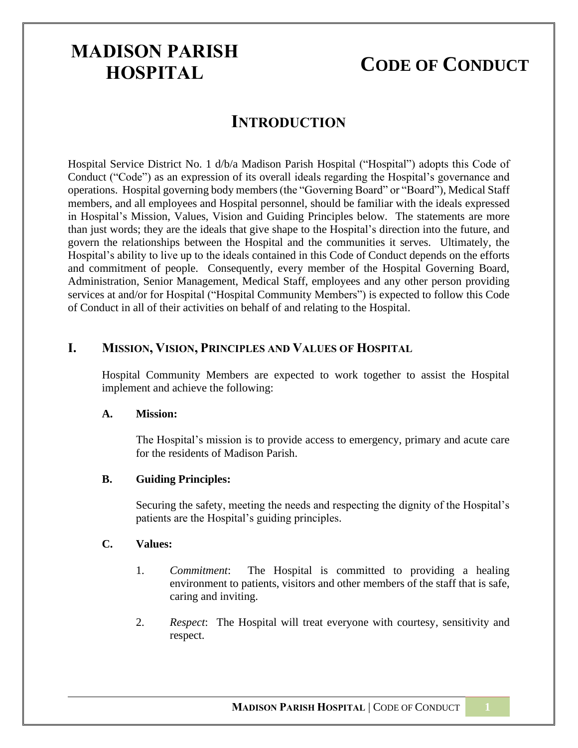# MADISON PARISH HOSPITAL

# CODE OF CONDUCT

## INTRODUCTION

Hospital Service District No. 1 d/b/a Madison Parish Hospital ("Hospital") adopts this Code of Conduct ("Code") as an expression of its overall ideals regarding the Hospital's governance and operations. Hospital governing body members (the "Governing Board" or "Board"), Medical Staff members, and all employees and Hospital personnel, should be familiar with the ideals expressed in Hospital's Mission, Values, Vision and Guiding Principles below. The statements are more than just words; they are the ideals that give shape to the Hospital's direction into the future, and govern the relationships between the Hospital and the communities it serves. Ultimately, the Hospital's ability to live up to the ideals contained in this Code of Conduct depends on the efforts and commitment of people. Consequently, every member of the Hospital Governing Board, Administration, Senior Management, Medical Staff, employees and any other person providing services at and/or for Hospital ("Hospital Community Members") is expected to follow this Code of Conduct in all of their activities on behalf of and relating to the Hospital.

## I. MISSION, VISION, PRINCIPLES AND VALUES OF HOSPITAL

Hospital Community Members are expected to work together to assist the Hospital implement and achieve the following:

### A. Mission:

The Hospital's mission is to provide access to emergency, primary and acute care for the residents of Madison Parish.

### B. Guiding Principles:

Securing the safety, meeting the needs and respecting the dignity of the Hospital's patients are the Hospital's guiding principles.

### C. Values:

1. *Commitment*: The Hospital is committed to providing a healing environment to patients, visitors and other members of the staff that is safe, caring and inviting.

2. *Respect*: The Hospital will treat everyone with courtesy, sensitivity and respect.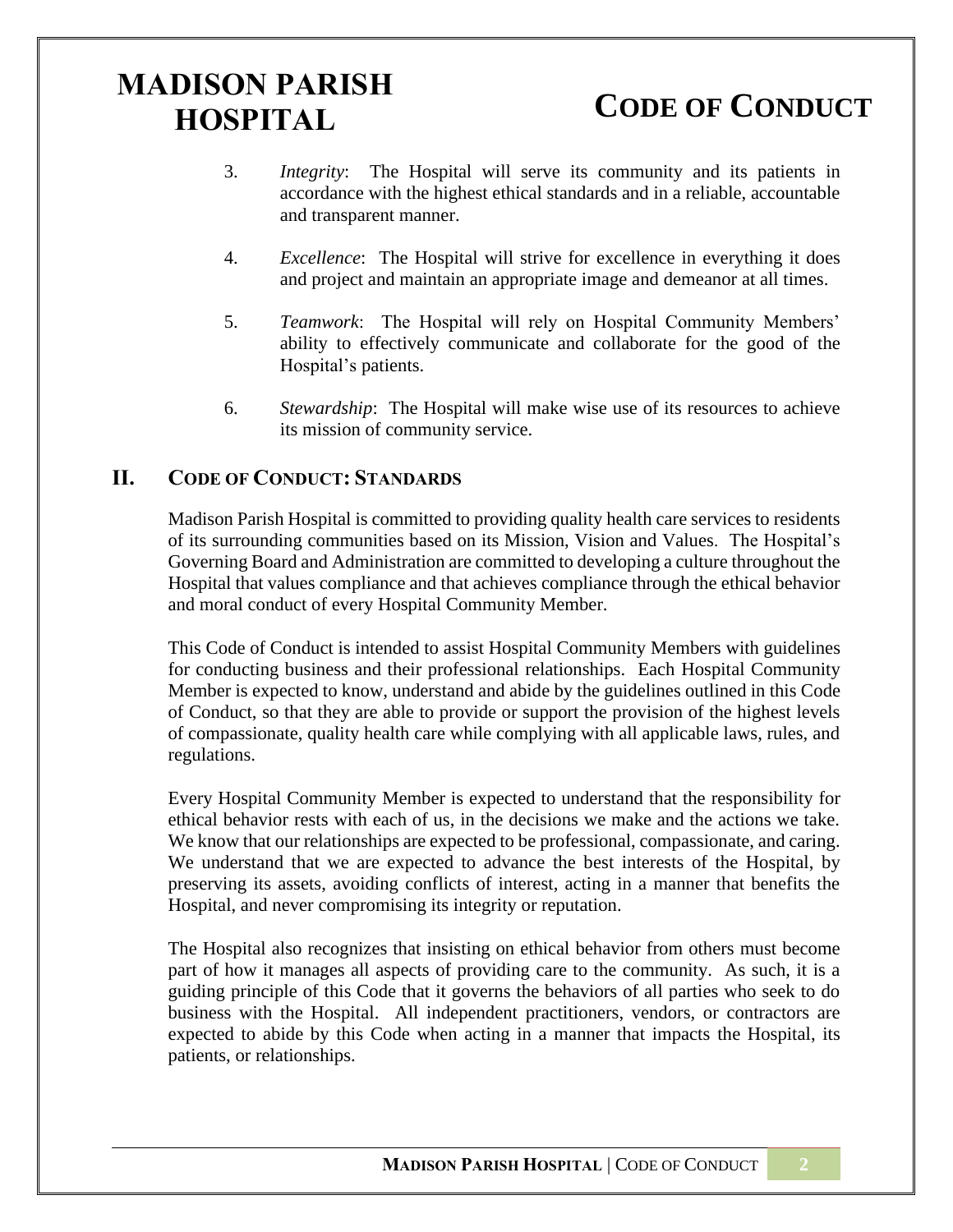3. *Integrity*: The Hospital will serve its community and its patients in accordance with the highest ethical standards and in a reliable, accountable and transparent manner.

4. *Excellence*: The Hospital will strive for excellence in everything it does and project and maintain an appropriate image and demeanor at all times.

5. *Teamwork*: The Hospital will rely on Hospital Community Members' ability to effectively communicate and collaborate for the good of the Hospital's patients.

6. *Stewardship*: The Hospital will make wise use of its resources to achieve its mission of community service.

## II. Code of Conduct: Standards

Madison Parish Hospital is committed to providing quality health care services to residents of its surrounding communities based on its Mission, Vision and Values. The Hospital's Governing Board and Administration are committed to developing a culture throughout the Hospital that values compliance and that achieves compliance through the ethical behavior and moral conduct of every Hospital Community Member.

This Code of Conduct is intended to assist Hospital Community Members with guidelines for conducting business and their professional relationships. Each Hospital Community Member is expected to know, understand and abide by the guidelines outlined in this Code of Conduct, so that they are able to provide or support the provision of the highest levels of compassionate, quality health care while complying with all applicable laws, rules, and regulations.

Every Hospital Community Member is expected to understand that the responsibility for ethical behavior rests with each of us, in the decisions we make and the actions we take. We know that our relationships are expected to be professional, compassionate, and caring. We understand that we are expected to advance the best interests of the Hospital, by preserving its assets, avoiding conflicts of interest, acting in a manner that benefits the Hospital, and never compromising its integrity or reputation.

The Hospital also recognizes that insisting on ethical behavior from others must become part of how it manages all aspects of providing care to the community. As such, it is a guiding principle of this Code that it governs the behaviors of all parties who seek to do business with the Hospital. All independent practitioners, vendors, or contractors are expected to abide by this Code when acting in a manner that impacts the Hospital, its patients, or relationships.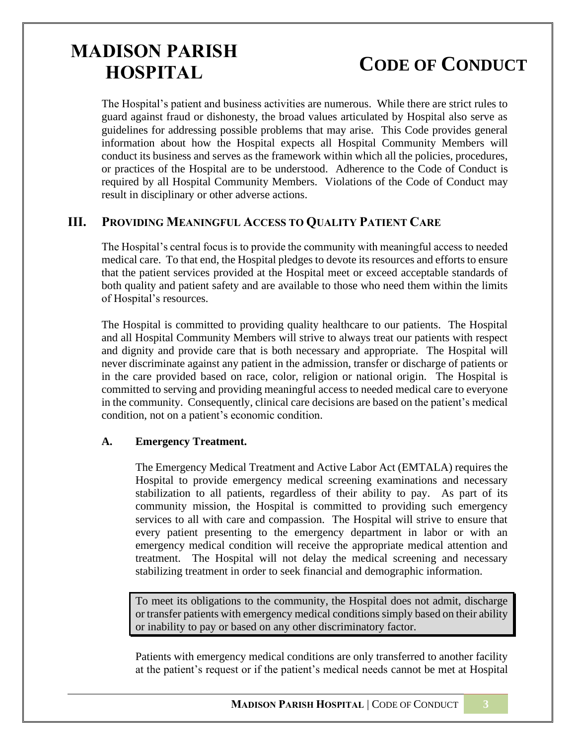The Hospital's patient and business activities are numerous. While there are strict rules to guard against fraud or dishonesty, the broad values articulated by Hospital also serve as guidelines for addressing possible problems that may arise. This Code provides general information about how the Hospital expects all Hospital Community Members will conduct its business and serves as the framework within which all the policies, procedures, or practices of the Hospital are to be understood. Adherence to the Code of Conduct is required by all Hospital Community Members. Violations of the Code of Conduct may result in disciplinary or other adverse actions.

## III. Providing Meaningful Access to Quality Patient Care

The Hospital's central focus is to provide the community with meaningful access to needed medical care. To that end, the Hospital pledges to devote its resources and efforts to ensure that the patient services provided at the Hospital meet or exceed acceptable standards of both quality and patient safety and are available to those who need them within the limits of Hospital's resources.

The Hospital is committed to providing quality healthcare to our patients. The Hospital and all Hospital Community Members will strive to always treat our patients with respect and dignity and provide care that is both necessary and appropriate. The Hospital will never discriminate against any patient in the admission, transfer or discharge of patients or in the care provided based on race, color, religion or national origin. The Hospital is committed to serving and providing meaningful access to needed medical care to everyone in the community. Consequently, clinical care decisions are based on the patient's medical condition, not on a patient's economic condition.

### A. Emergency Treatment.

The Emergency Medical Treatment and Active Labor Act (EMTALA) requires the Hospital to provide emergency medical screening examinations and necessary stabilization to all patients, regardless of their ability to pay. As part of its community mission, the Hospital is committed to providing such emergency services to all with care and compassion. The Hospital will strive to ensure that every patient presenting to the emergency department in labor or with an emergency medical condition will receive the appropriate medical attention and treatment. The Hospital will not delay the medical screening and necessary stabilizing treatment in order to seek financial and demographic information.

> To meet its obligations to the community, the Hospital does not admit, discharge or transfer patients with emergency medical conditions simply based on their ability or inability to pay or based on any other discriminatory factor.

Patients with emergency medical conditions are only transferred to another facility at the patient's request or if the patient's medical needs cannot be met at Hospital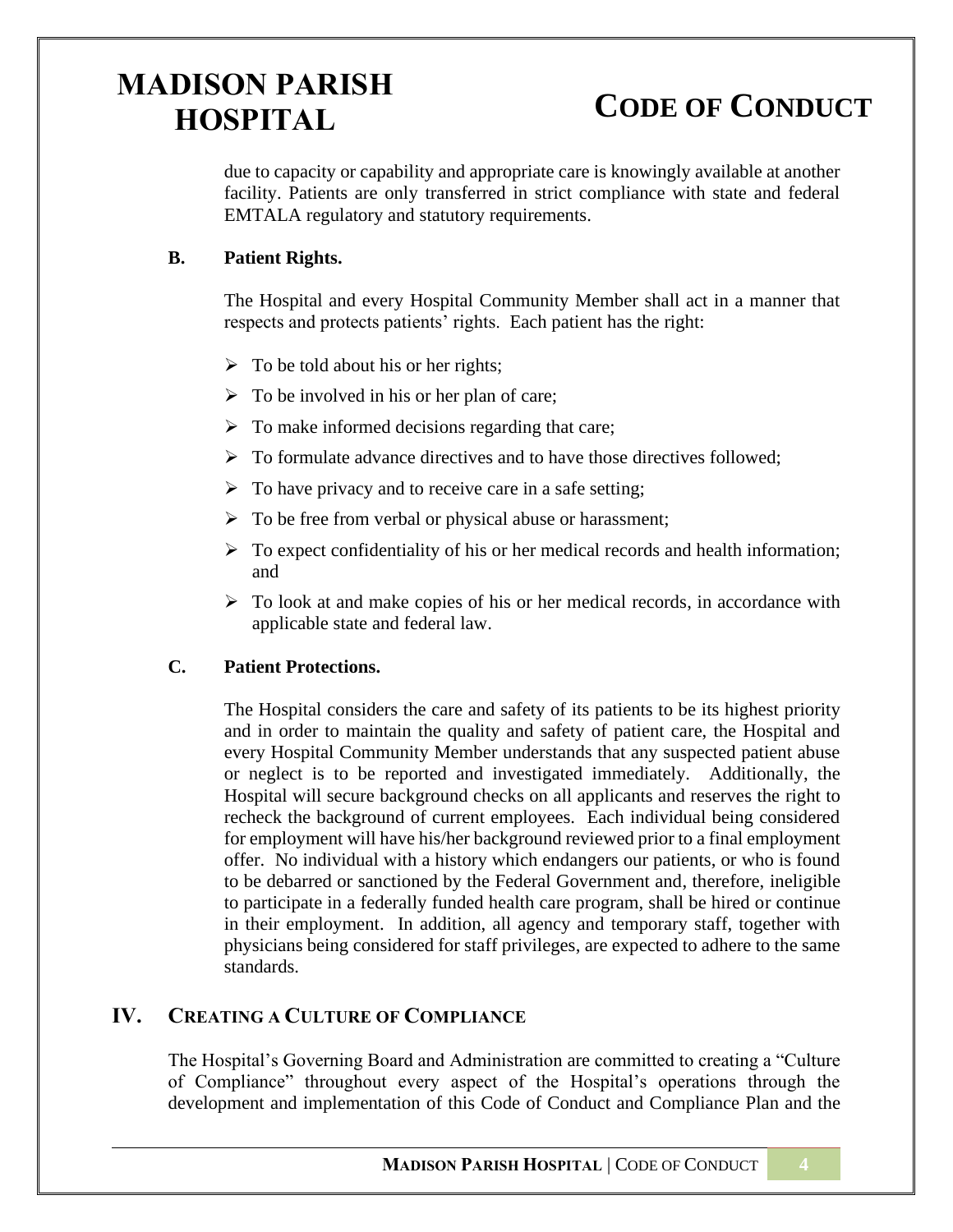due to capacity or capability and appropriate care is knowingly available at another facility. Patients are only transferred in strict compliance with state and federal EMTALA regulatory and statutory requirements.

### B. Patient Rights.

The Hospital and every Hospital Community Member shall act in a manner that respects and protects patients' rights. Each patient has the right:

- To be told about his or her rights;
- To be involved in his or her plan of care;
- To make informed decisions regarding that care;
- To formulate advance directives and to have those directives followed;
- To have privacy and to receive care in a safe setting;
- To be free from verbal or physical abuse or harassment;
- To expect confidentiality of his or her medical records and health information; and
- To look at and make copies of his or her medical records, in accordance with applicable state and federal law.

### C. Patient Protections.

The Hospital considers the care and safety of its patients to be its highest priority and in order to maintain the quality and safety of patient care, the Hospital and every Hospital Community Member understands that any suspected patient abuse or neglect is to be reported and investigated immediately. Additionally, the Hospital will secure background checks on all applicants and reserves the right to recheck the background of current employees. Each individual being considered for employment will have his/her background reviewed prior to a final employment offer. No individual with a history which endangers our patients, or who is found to be debarred or sanctioned by the Federal Government and, therefore, ineligible to participate in a federally funded health care program, shall be hired or continue in their employment. In addition, all agency and temporary staff, together with physicians being considered for staff privileges, are expected to adhere to the same standards.

## IV. Creating a Culture of Compliance

The Hospital's Governing Board and Administration are committed to creating a "Culture of Compliance" throughout every aspect of the Hospital's operations through the development and implementation of this Code of Conduct and Compliance Plan and the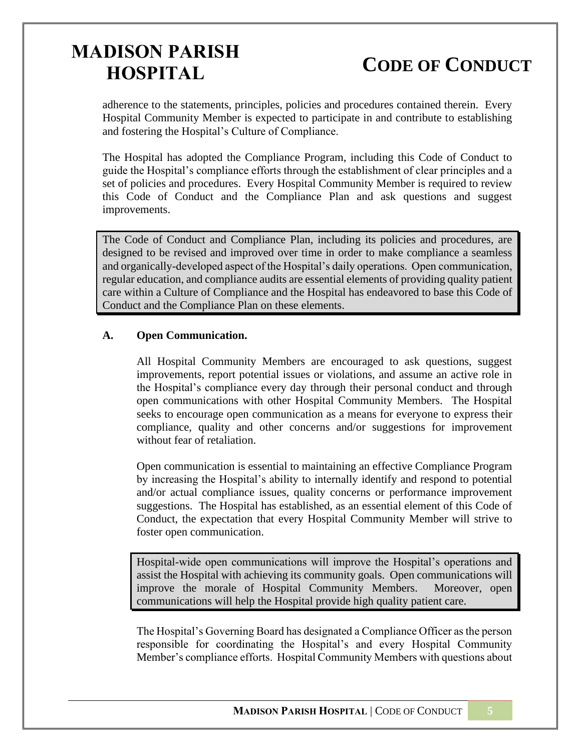adherence to the statements, principles, policies and procedures contained therein. Every Hospital Community Member is expected to participate in and contribute to establishing and fostering the Hospital's Culture of Compliance.

The Hospital has adopted the Compliance Program, including this Code of Conduct to guide the Hospital's compliance efforts through the establishment of clear principles and a set of policies and procedures. Every Hospital Community Member is required to review this Code of Conduct and the Compliance Plan and ask questions and suggest improvements.

> The Code of Conduct and Compliance Plan, including its policies and procedures, are designed to be revised and improved over time in order to make compliance a seamless and organically-developed aspect of the Hospital's daily operations. Open communication, regular education, and compliance audits are essential elements of providing quality patient care within a Culture of Compliance and the Hospital has endeavored to base this Code of Conduct and the Compliance Plan on these elements.

### A. Open Communication.

All Hospital Community Members are encouraged to ask questions, suggest improvements, report potential issues or violations, and assume an active role in the Hospital's compliance every day through their personal conduct and through open communications with other Hospital Community Members. The Hospital seeks to encourage open communication as a means for everyone to express their compliance, quality and other concerns and/or suggestions for improvement without fear of retaliation.

Open communication is essential to maintaining an effective Compliance Program by increasing the Hospital's ability to internally identify and respond to potential and/or actual compliance issues, quality concerns or performance improvement suggestions. The Hospital has established, as an essential element of this Code of Conduct, the expectation that every Hospital Community Member will strive to foster open communication.

> Hospital-wide open communications will improve the Hospital's operations and assist the Hospital with achieving its community goals. Open communications will improve the morale of Hospital Community Members. Moreover, open communications will help the Hospital provide high quality patient care.

The Hospital's Governing Board has designated a Compliance Officer as the person responsible for coordinating the Hospital's and every Hospital Community Member's compliance efforts. Hospital Community Members with questions about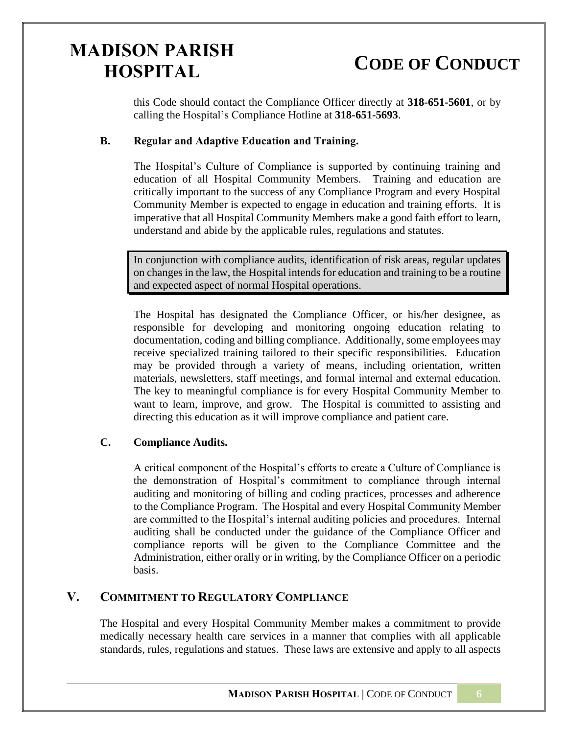this Code should contact the Compliance Officer directly at **318-651-5601**, or by calling the Hospital's Compliance Hotline at **318-651-5693**.

### B. Regular and Adaptive Education and Training.

The Hospital's Culture of Compliance is supported by continuing training and education of all Hospital Community Members. Training and education are critically important to the success of any Compliance Program and every Hospital Community Member is expected to engage in education and training efforts. It is imperative that all Hospital Community Members make a good faith effort to learn, understand and abide by the applicable rules, regulations and statutes.

> In conjunction with compliance audits, identification of risk areas, regular updates on changes in the law, the Hospital intends for education and training to be a routine and expected aspect of normal Hospital operations.

The Hospital has designated the Compliance Officer, or his/her designee, as responsible for developing and monitoring ongoing education relating to documentation, coding and billing compliance. Additionally, some employees may receive specialized training tailored to their specific responsibilities. Education may be provided through a variety of means, including orientation, written materials, newsletters, staff meetings, and formal internal and external education. The key to meaningful compliance is for every Hospital Community Member to want to learn, improve, and grow. The Hospital is committed to assisting and directing this education as it will improve compliance and patient care.

### C. Compliance Audits.

A critical component of the Hospital's efforts to create a Culture of Compliance is the demonstration of Hospital's commitment to compliance through internal auditing and monitoring of billing and coding practices, processes and adherence to the Compliance Program. The Hospital and every Hospital Community Member are committed to the Hospital's internal auditing policies and procedures. Internal auditing shall be conducted under the guidance of the Compliance Officer and compliance reports will be given to the Compliance Committee and the Administration, either orally or in writing, by the Compliance Officer on a periodic basis.

## V. COMMITMENT TO REGULATORY COMPLIANCE

The Hospital and every Hospital Community Member makes a commitment to provide medically necessary health care services in a manner that complies with all applicable standards, rules, regulations and statues. These laws are extensive and apply to all aspects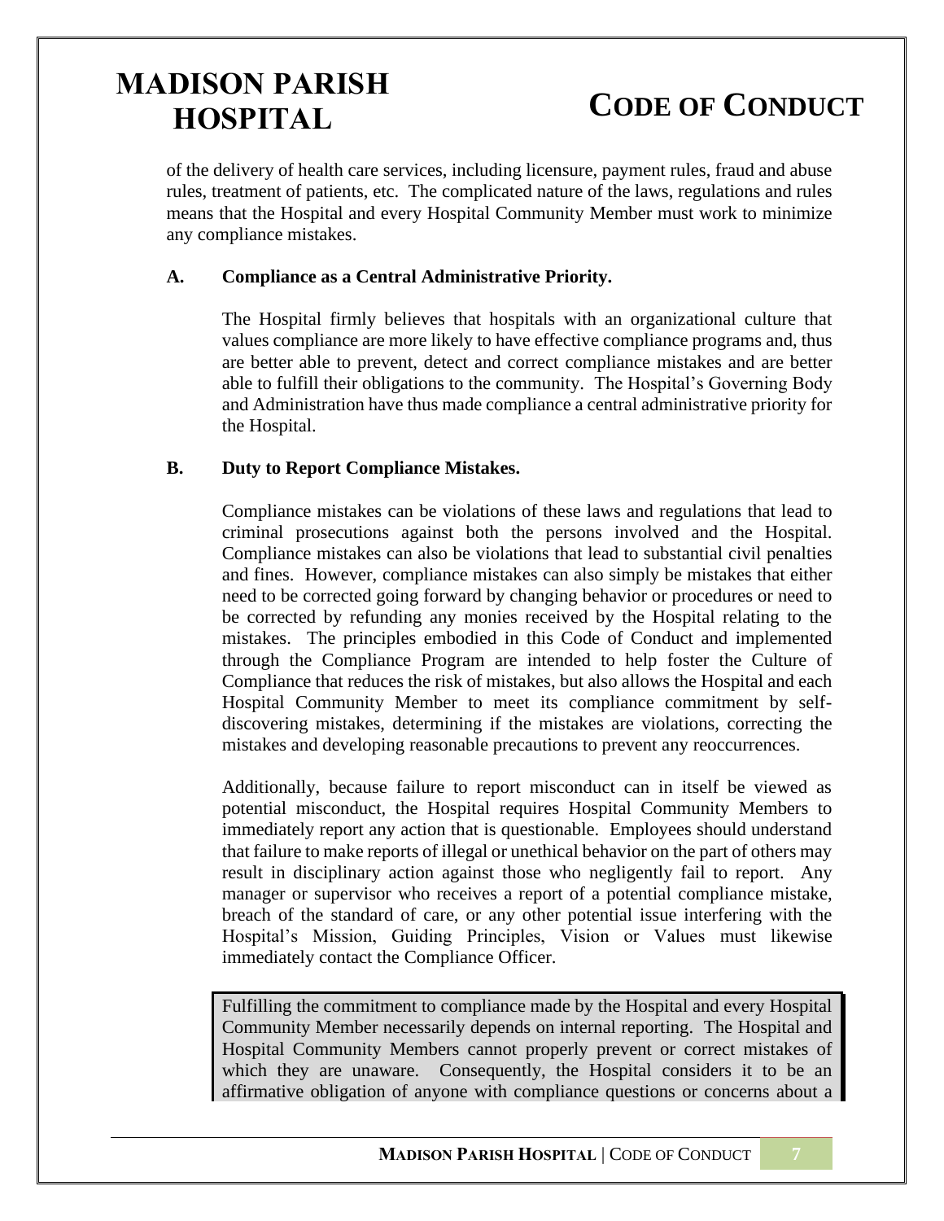of the delivery of health care services, including licensure, payment rules, fraud and abuse rules, treatment of patients, etc. The complicated nature of the laws, regulations and rules means that the Hospital and every Hospital Community Member must work to minimize any compliance mistakes.

### A. Compliance as a Central Administrative Priority.

The Hospital firmly believes that hospitals with an organizational culture that values compliance are more likely to have effective compliance programs and, thus are better able to prevent, detect and correct compliance mistakes and are better able to fulfill their obligations to the community. The Hospital's Governing Body and Administration have thus made compliance a central administrative priority for the Hospital.

### B. Duty to Report Compliance Mistakes.

Compliance mistakes can be violations of these laws and regulations that lead to criminal prosecutions against both the persons involved and the Hospital. Compliance mistakes can also be violations that lead to substantial civil penalties and fines. However, compliance mistakes can also simply be mistakes that either need to be corrected going forward by changing behavior or procedures or need to be corrected by refunding any monies received by the Hospital relating to the mistakes. The principles embodied in this Code of Conduct and implemented through the Compliance Program are intended to help foster the Culture of Compliance that reduces the risk of mistakes, but also allows the Hospital and each Hospital Community Member to meet its compliance commitment by self-discovering mistakes, determining if the mistakes are violations, correcting the mistakes and developing reasonable precautions to prevent any reoccurrences.

Additionally, because failure to report misconduct can in itself be viewed as potential misconduct, the Hospital requires Hospital Community Members to immediately report any action that is questionable. Employees should understand that failure to make reports of illegal or unethical behavior on the part of others may result in disciplinary action against those who negligently fail to report. Any manager or supervisor who receives a report of a potential compliance mistake, breach of the standard of care, or any other potential issue interfering with the Hospital's Mission, Guiding Principles, Vision or Values must likewise immediately contact the Compliance Officer.

Fulfilling the commitment to compliance made by the Hospital and every Hospital Community Member necessarily depends on internal reporting. The Hospital and Hospital Community Members cannot properly prevent or correct mistakes of which they are unaware. Consequently, the Hospital considers it to be an affirmative obligation of anyone with compliance questions or concerns about a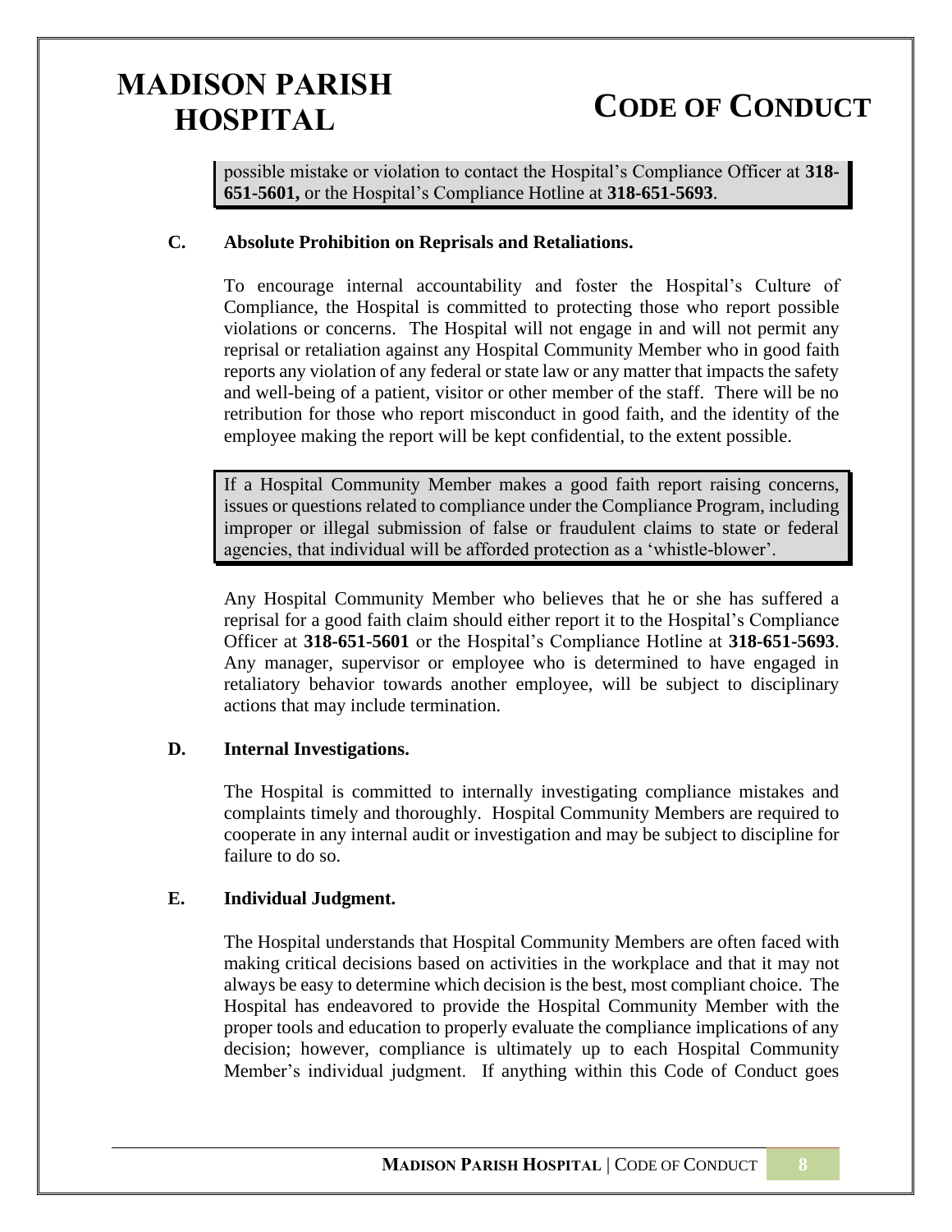possible mistake or violation to contact the Hospital's Compliance Officer at **318-651-5601,** or the Hospital's Compliance Hotline at **318-651-5693**.

### C. Absolute Prohibition on Reprisals and Retaliations.

To encourage internal accountability and foster the Hospital's Culture of Compliance, the Hospital is committed to protecting those who report possible violations or concerns. The Hospital will not engage in and will not permit any reprisal or retaliation against any Hospital Community Member who in good faith reports any violation of any federal or state law or any matter that impacts the safety and well-being of a patient, visitor or other member of the staff. There will be no retribution for those who report misconduct in good faith, and the identity of the employee making the report will be kept confidential, to the extent possible.

If a Hospital Community Member makes a good faith report raising concerns, issues or questions related to compliance under the Compliance Program, including improper or illegal submission of false or fraudulent claims to state or federal agencies, that individual will be afforded protection as a 'whistle-blower'.

Any Hospital Community Member who believes that he or she has suffered a reprisal for a good faith claim should either report it to the Hospital's Compliance Officer at **318-651-5601** or the Hospital's Compliance Hotline at **318-651-5693**. Any manager, supervisor or employee who is determined to have engaged in retaliatory behavior towards another employee, will be subject to disciplinary actions that may include termination.

### D. Internal Investigations.

The Hospital is committed to internally investigating compliance mistakes and complaints timely and thoroughly. Hospital Community Members are required to cooperate in any internal audit or investigation and may be subject to discipline for failure to do so.

### E. Individual Judgment.

The Hospital understands that Hospital Community Members are often faced with making critical decisions based on activities in the workplace and that it may not always be easy to determine which decision is the best, most compliant choice. The Hospital has endeavored to provide the Hospital Community Member with the proper tools and education to properly evaluate the compliance implications of any decision; however, compliance is ultimately up to each Hospital Community Member's individual judgment. If anything within this Code of Conduct goes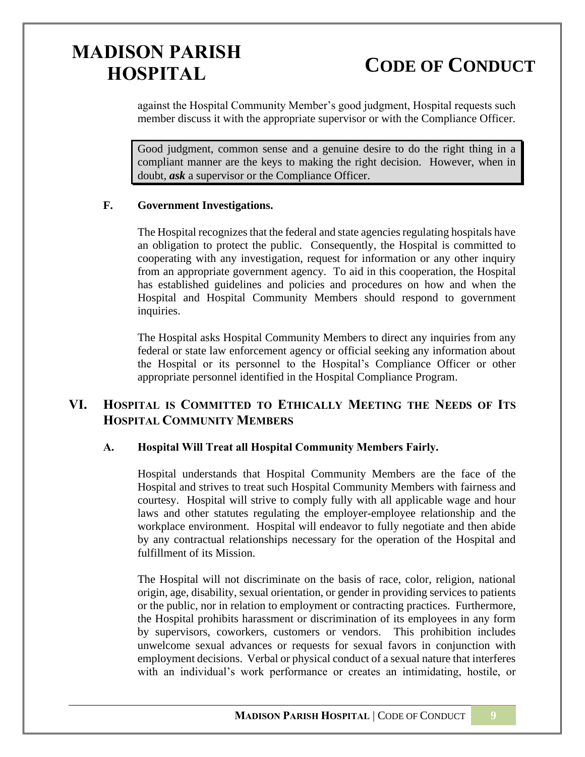against the Hospital Community Member's good judgment, Hospital requests such member discuss it with the appropriate supervisor or with the Compliance Officer.

> Good judgment, common sense and a genuine desire to do the right thing in a compliant manner are the keys to making the right decision. However, when in doubt, ***ask*** a supervisor or the Compliance Officer.

### F. Government Investigations.

The Hospital recognizes that the federal and state agencies regulating hospitals have an obligation to protect the public. Consequently, the Hospital is committed to cooperating with any investigation, request for information or any other inquiry from an appropriate government agency. To aid in this cooperation, the Hospital has established guidelines and policies and procedures on how and when the Hospital and Hospital Community Members should respond to government inquiries.

The Hospital asks Hospital Community Members to direct any inquiries from any federal or state law enforcement agency or official seeking any information about the Hospital or its personnel to the Hospital's Compliance Officer or other appropriate personnel identified in the Hospital Compliance Program.

## VI. Hospital is Committed to Ethically Meeting the Needs of Its Hospital Community Members

### A. Hospital Will Treat all Hospital Community Members Fairly.

Hospital understands that Hospital Community Members are the face of the Hospital and strives to treat such Hospital Community Members with fairness and courtesy. Hospital will strive to comply fully with all applicable wage and hour laws and other statutes regulating the employer-employee relationship and the workplace environment. Hospital will endeavor to fully negotiate and then abide by any contractual relationships necessary for the operation of the Hospital and fulfillment of its Mission.

The Hospital will not discriminate on the basis of race, color, religion, national origin, age, disability, sexual orientation, or gender in providing services to patients or the public, nor in relation to employment or contracting practices. Furthermore, the Hospital prohibits harassment or discrimination of its employees in any form by supervisors, coworkers, customers or vendors. This prohibition includes unwelcome sexual advances or requests for sexual favors in conjunction with employment decisions. Verbal or physical conduct of a sexual nature that interferes with an individual's work performance or creates an intimidating, hostile, or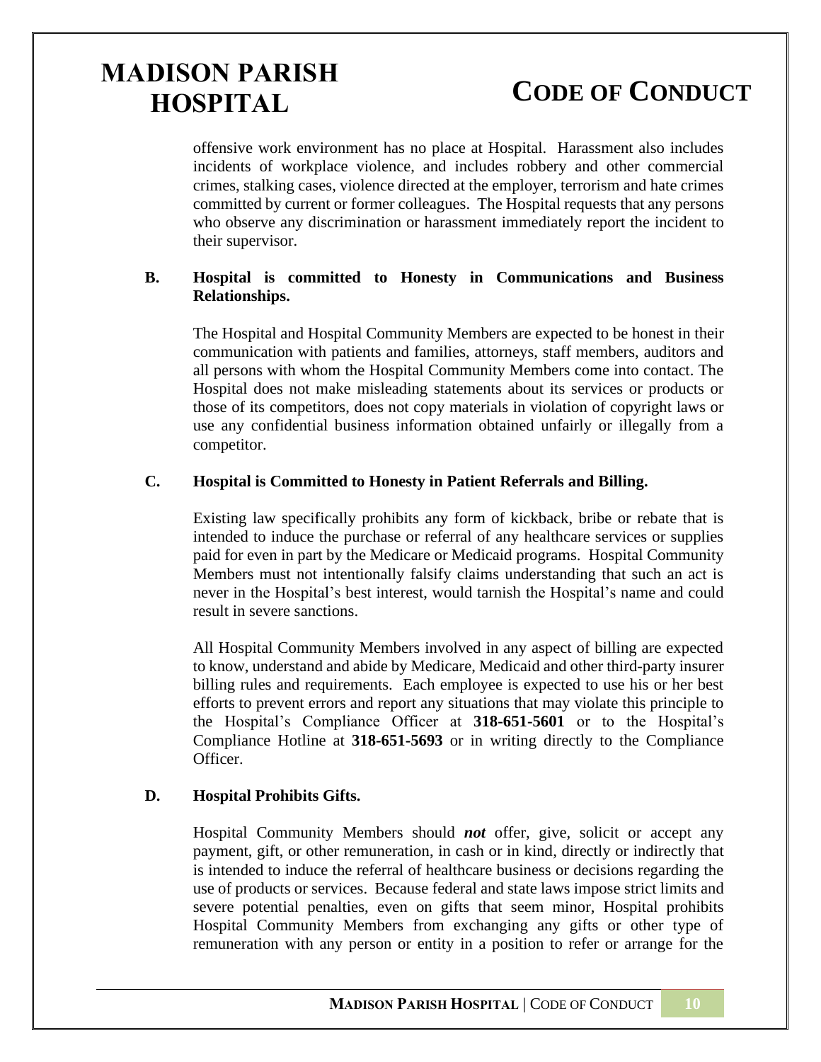offensive work environment has no place at Hospital. Harassment also includes incidents of workplace violence, and includes robbery and other commercial crimes, stalking cases, violence directed at the employer, terrorism and hate crimes committed by current or former colleagues. The Hospital requests that any persons who observe any discrimination or harassment immediately report the incident to their supervisor.

### B. Hospital is committed to Honesty in Communications and Business Relationships.

The Hospital and Hospital Community Members are expected to be honest in their communication with patients and families, attorneys, staff members, auditors and all persons with whom the Hospital Community Members come into contact. The Hospital does not make misleading statements about its services or products or those of its competitors, does not copy materials in violation of copyright laws or use any confidential business information obtained unfairly or illegally from a competitor.

### C. Hospital is Committed to Honesty in Patient Referrals and Billing.

Existing law specifically prohibits any form of kickback, bribe or rebate that is intended to induce the purchase or referral of any healthcare services or supplies paid for even in part by the Medicare or Medicaid programs. Hospital Community Members must not intentionally falsify claims understanding that such an act is never in the Hospital's best interest, would tarnish the Hospital's name and could result in severe sanctions.

All Hospital Community Members involved in any aspect of billing are expected to know, understand and abide by Medicare, Medicaid and other third-party insurer billing rules and requirements. Each employee is expected to use his or her best efforts to prevent errors and report any situations that may violate this principle to the Hospital's Compliance Officer at **318-651-5601** or to the Hospital's Compliance Hotline at **318-651-5693** or in writing directly to the Compliance Officer.

### D. Hospital Prohibits Gifts.

Hospital Community Members should ***not*** offer, give, solicit or accept any payment, gift, or other remuneration, in cash or in kind, directly or indirectly that is intended to induce the referral of healthcare business or decisions regarding the use of products or services. Because federal and state laws impose strict limits and severe potential penalties, even on gifts that seem minor, Hospital prohibits Hospital Community Members from exchanging any gifts or other type of remuneration with any person or entity in a position to refer or arrange for the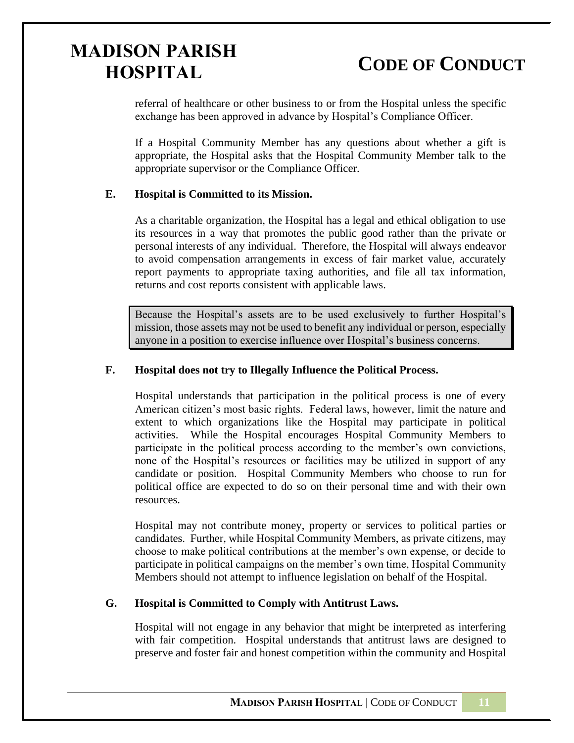referral of healthcare or other business to or from the Hospital unless the specific exchange has been approved in advance by Hospital's Compliance Officer.

If a Hospital Community Member has any questions about whether a gift is appropriate, the Hospital asks that the Hospital Community Member talk to the appropriate supervisor or the Compliance Officer.

### E. Hospital is Committed to its Mission.

As a charitable organization, the Hospital has a legal and ethical obligation to use its resources in a way that promotes the public good rather than the private or personal interests of any individual. Therefore, the Hospital will always endeavor to avoid compensation arrangements in excess of fair market value, accurately report payments to appropriate taxing authorities, and file all tax information, returns and cost reports consistent with applicable laws.

> Because the Hospital's assets are to be used exclusively to further Hospital's mission, those assets may not be used to benefit any individual or person, especially anyone in a position to exercise influence over Hospital's business concerns.

### F. Hospital does not try to Illegally Influence the Political Process.

Hospital understands that participation in the political process is one of every American citizen's most basic rights. Federal laws, however, limit the nature and extent to which organizations like the Hospital may participate in political activities. While the Hospital encourages Hospital Community Members to participate in the political process according to the member's own convictions, none of the Hospital's resources or facilities may be utilized in support of any candidate or position. Hospital Community Members who choose to run for political office are expected to do so on their personal time and with their own resources.

Hospital may not contribute money, property or services to political parties or candidates. Further, while Hospital Community Members, as private citizens, may choose to make political contributions at the member's own expense, or decide to participate in political campaigns on the member's own time, Hospital Community Members should not attempt to influence legislation on behalf of the Hospital.

### G. Hospital is Committed to Comply with Antitrust Laws.

Hospital will not engage in any behavior that might be interpreted as interfering with fair competition. Hospital understands that antitrust laws are designed to preserve and foster fair and honest competition within the community and Hospital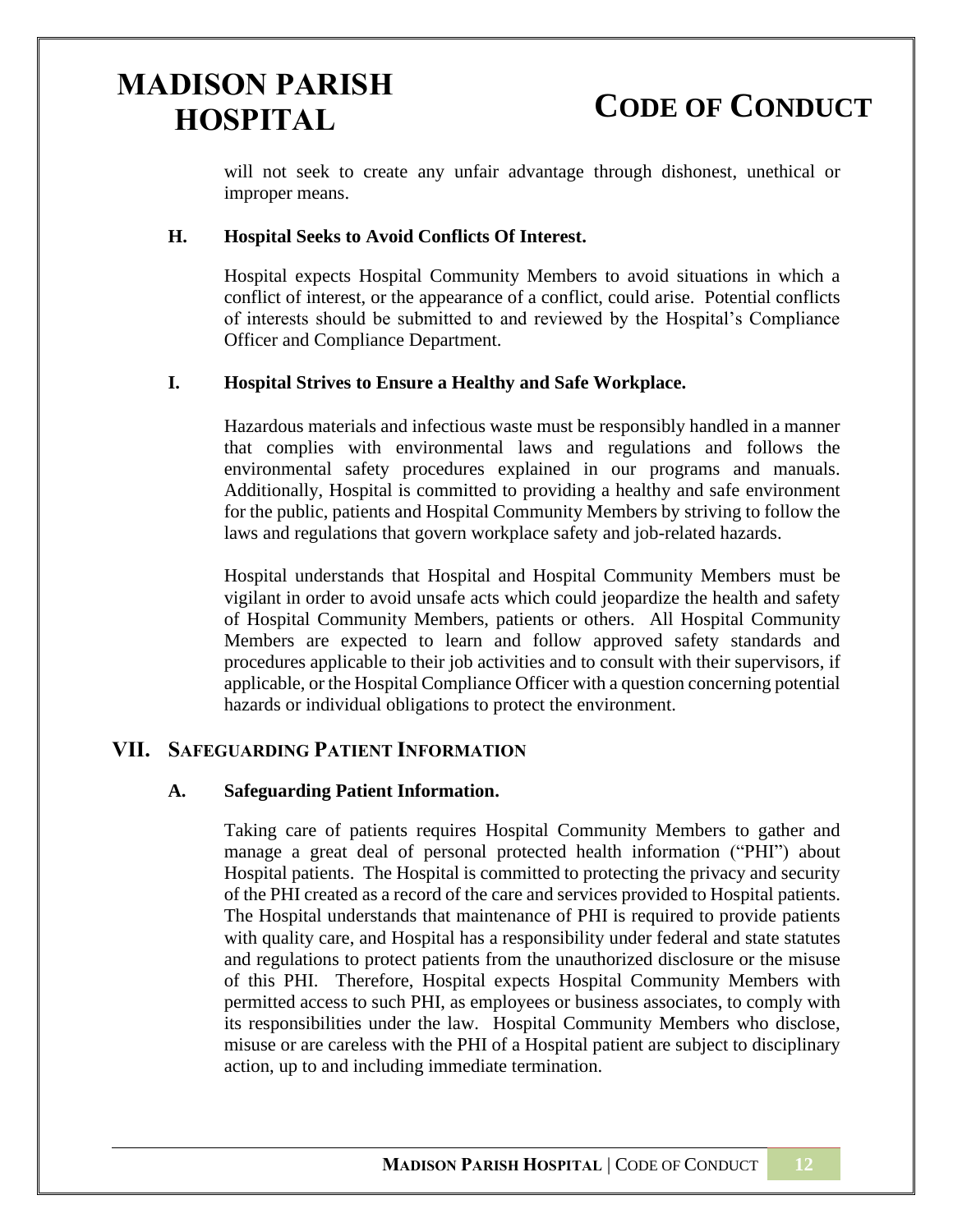will not seek to create any unfair advantage through dishonest, unethical or improper means.

### H. Hospital Seeks to Avoid Conflicts Of Interest.

Hospital expects Hospital Community Members to avoid situations in which a conflict of interest, or the appearance of a conflict, could arise. Potential conflicts of interests should be submitted to and reviewed by the Hospital's Compliance Officer and Compliance Department.

### I. Hospital Strives to Ensure a Healthy and Safe Workplace.

Hazardous materials and infectious waste must be responsibly handled in a manner that complies with environmental laws and regulations and follows the environmental safety procedures explained in our programs and manuals. Additionally, Hospital is committed to providing a healthy and safe environment for the public, patients and Hospital Community Members by striving to follow the laws and regulations that govern workplace safety and job-related hazards.

Hospital understands that Hospital and Hospital Community Members must be vigilant in order to avoid unsafe acts which could jeopardize the health and safety of Hospital Community Members, patients or others. All Hospital Community Members are expected to learn and follow approved safety standards and procedures applicable to their job activities and to consult with their supervisors, if applicable, or the Hospital Compliance Officer with a question concerning potential hazards or individual obligations to protect the environment.

## VII. Safeguarding Patient Information

### A. Safeguarding Patient Information.

Taking care of patients requires Hospital Community Members to gather and manage a great deal of personal protected health information ("PHI") about Hospital patients. The Hospital is committed to protecting the privacy and security of the PHI created as a record of the care and services provided to Hospital patients. The Hospital understands that maintenance of PHI is required to provide patients with quality care, and Hospital has a responsibility under federal and state statutes and regulations to protect patients from the unauthorized disclosure or the misuse of this PHI. Therefore, Hospital expects Hospital Community Members with permitted access to such PHI, as employees or business associates, to comply with its responsibilities under the law. Hospital Community Members who disclose, misuse or are careless with the PHI of a Hospital patient are subject to disciplinary action, up to and including immediate termination.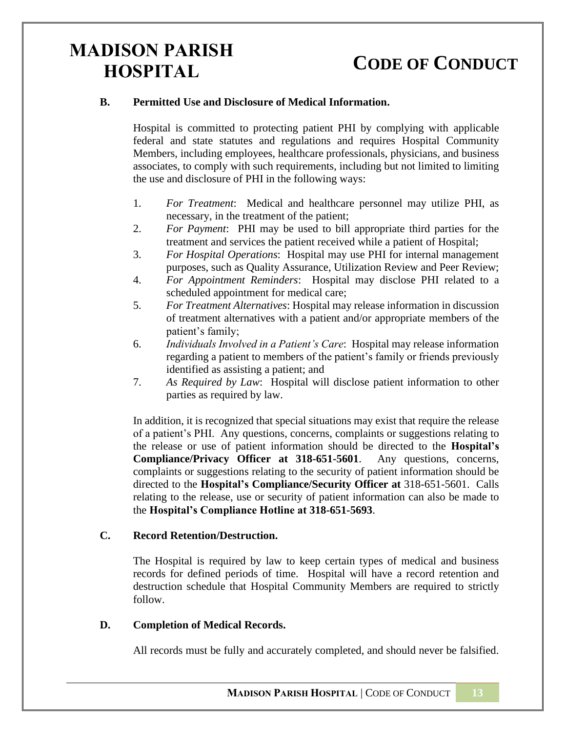### B. Permitted Use and Disclosure of Medical Information.

Hospital is committed to protecting patient PHI by complying with applicable federal and state statutes and regulations and requires Hospital Community Members, including employees, healthcare professionals, physicians, and business associates, to comply with such requirements, including but not limited to limiting the use and disclosure of PHI in the following ways:

1. *For Treatment*: Medical and healthcare personnel may utilize PHI, as necessary, in the treatment of the patient;
2. *For Payment*: PHI may be used to bill appropriate third parties for the treatment and services the patient received while a patient of Hospital;
3. *For Hospital Operations*: Hospital may use PHI for internal management purposes, such as Quality Assurance, Utilization Review and Peer Review;
4. *For Appointment Reminders*: Hospital may disclose PHI related to a scheduled appointment for medical care;
5. *For Treatment Alternatives*: Hospital may release information in discussion of treatment alternatives with a patient and/or appropriate members of the patient's family;
6. *Individuals Involved in a Patient's Care*: Hospital may release information regarding a patient to members of the patient's family or friends previously identified as assisting a patient; and
7. *As Required by Law*: Hospital will disclose patient information to other parties as required by law.

In addition, it is recognized that special situations may exist that require the release of a patient's PHI. Any questions, concerns, complaints or suggestions relating to the release or use of patient information should be directed to the **Hospital's Compliance/Privacy Officer at 318-651-5601**. Any questions, concerns, complaints or suggestions relating to the security of patient information should be directed to the **Hospital's Compliance/Security Officer at** 318-651-5601. Calls relating to the release, use or security of patient information can also be made to the **Hospital's Compliance Hotline at 318-651-5693**.

### C. Record Retention/Destruction.

The Hospital is required by law to keep certain types of medical and business records for defined periods of time. Hospital will have a record retention and destruction schedule that Hospital Community Members are required to strictly follow.

### D. Completion of Medical Records.

All records must be fully and accurately completed, and should never be falsified.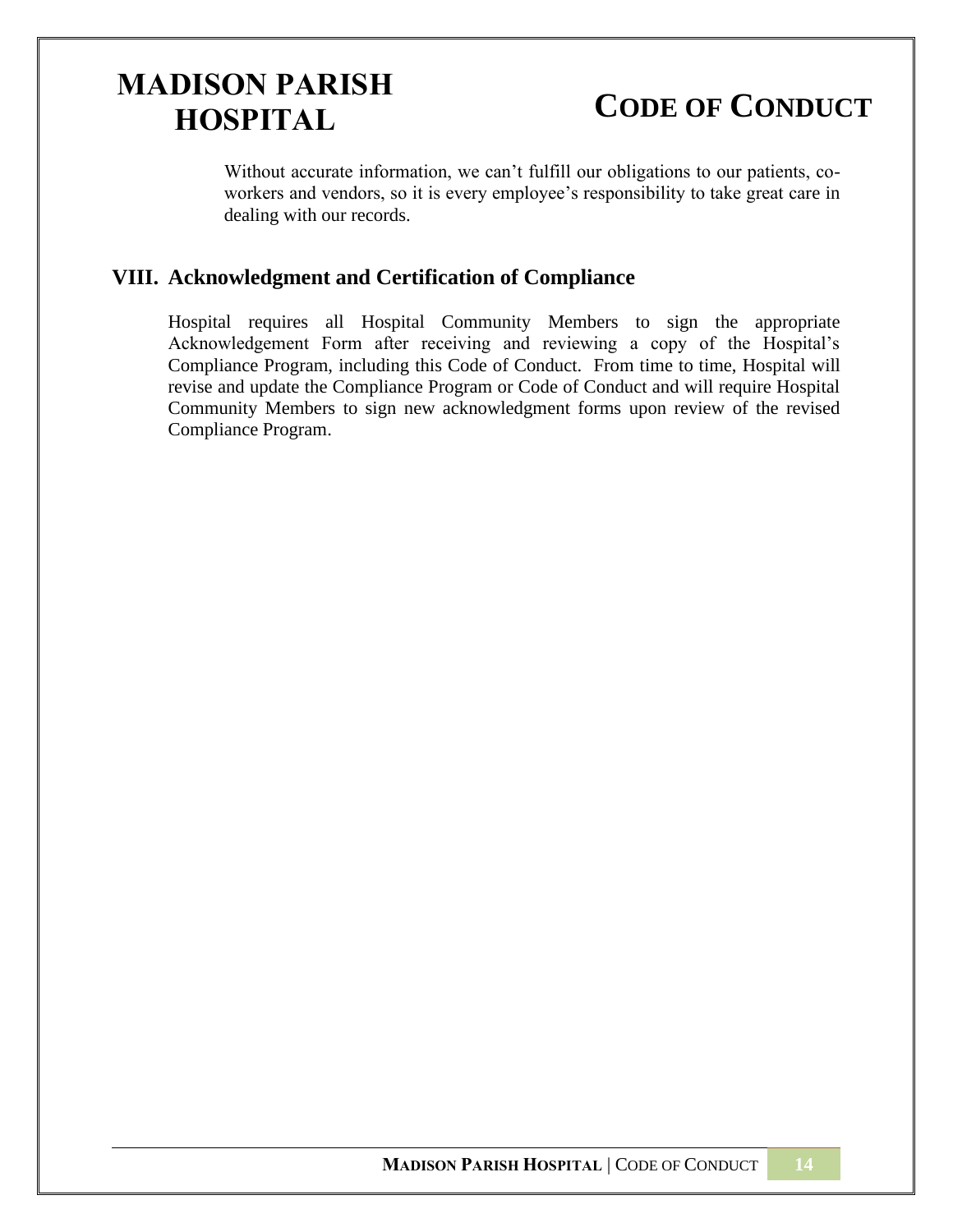Without accurate information, we can't fulfill our obligations to our patients, co-workers and vendors, so it is every employee's responsibility to take great care in dealing with our records.

## VIII. Acknowledgment and Certification of Compliance

Hospital requires all Hospital Community Members to sign the appropriate Acknowledgement Form after receiving and reviewing a copy of the Hospital's Compliance Program, including this Code of Conduct. From time to time, Hospital will revise and update the Compliance Program or Code of Conduct and will require Hospital Community Members to sign new acknowledgment forms upon review of the revised Compliance Program.